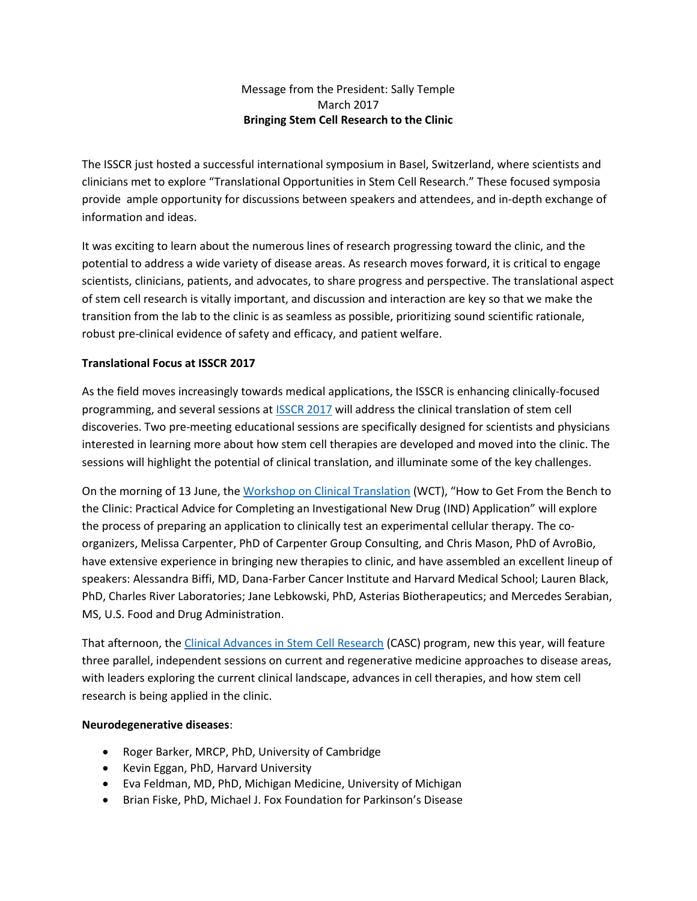Message from the President: Sally Temple
March 2017
**Bringing Stem Cell Research to the Clinic**

The ISSCR just hosted a successful international symposium in Basel, Switzerland, where scientists and clinicians met to explore "Translational Opportunities in Stem Cell Research." These focused symposia provide ample opportunity for discussions between speakers and attendees, and in-depth exchange of information and ideas.

It was exciting to learn about the numerous lines of research progressing toward the clinic, and the potential to address a wide variety of disease areas. As research moves forward, it is critical to engage scientists, clinicians, patients, and advocates, to share progress and perspective. The translational aspect of stem cell research is vitally important, and discussion and interaction are key so that we make the transition from the lab to the clinic is as seamless as possible, prioritizing sound scientific rationale, robust pre-clinical evidence of safety and efficacy, and patient welfare.

**Translational Focus at ISSCR 2017**

As the field moves increasingly towards medical applications, the ISSCR is enhancing clinically-focused programming, and several sessions at ISSCR 2017 will address the clinical translation of stem cell discoveries. Two pre-meeting educational sessions are specifically designed for scientists and physicians interested in learning more about how stem cell therapies are developed and moved into the clinic. The sessions will highlight the potential of clinical translation, and illuminate some of the key challenges.

On the morning of 13 June, the Workshop on Clinical Translation (WCT), "How to Get From the Bench to the Clinic: Practical Advice for Completing an Investigational New Drug (IND) Application" will explore the process of preparing an application to clinically test an experimental cellular therapy. The co-organizers, Melissa Carpenter, PhD of Carpenter Group Consulting, and Chris Mason, PhD of AvroBio, have extensive experience in bringing new therapies to clinic, and have assembled an excellent lineup of speakers: Alessandra Biffi, MD, Dana-Farber Cancer Institute and Harvard Medical School; Lauren Black, PhD, Charles River Laboratories; Jane Lebkowski, PhD, Asterias Biotherapeutics; and Mercedes Serabian, MS, U.S. Food and Drug Administration.

That afternoon, the Clinical Advances in Stem Cell Research (CASC) program, new this year, will feature three parallel, independent sessions on current and regenerative medicine approaches to disease areas, with leaders exploring the current clinical landscape, advances in cell therapies, and how stem cell research is being applied in the clinic.

**Neurodegenerative diseases**:

- Roger Barker, MRCP, PhD, University of Cambridge
- Kevin Eggan, PhD, Harvard University
- Eva Feldman, MD, PhD, Michigan Medicine, University of Michigan
- Brian Fiske, PhD, Michael J. Fox Foundation for Parkinson's Disease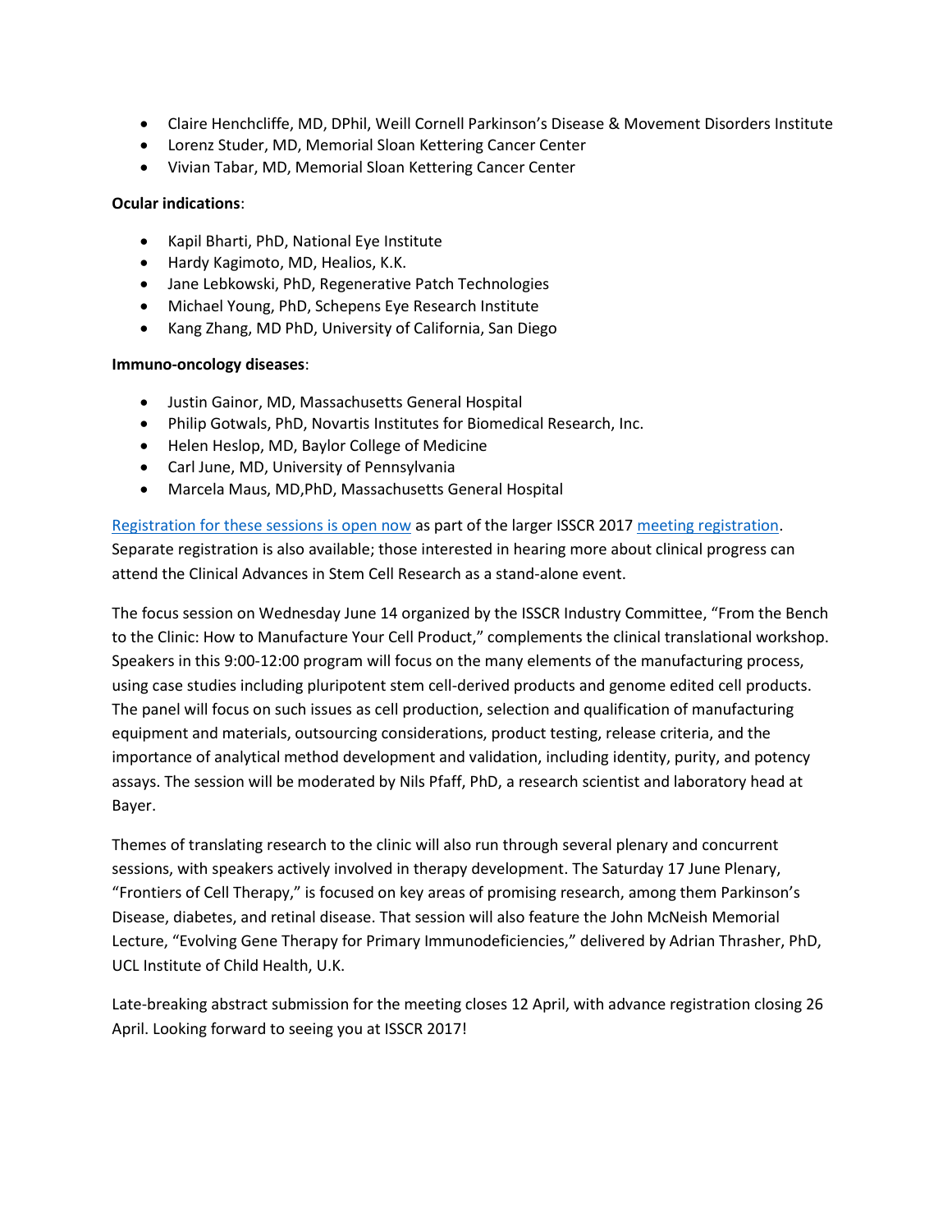- Claire Henchcliffe, MD, DPhil, Weill Cornell Parkinson's Disease & Movement Disorders Institute
- Lorenz Studer, MD, Memorial Sloan Kettering Cancer Center
- Vivian Tabar, MD, Memorial Sloan Kettering Cancer Center

**Ocular indications**:

- Kapil Bharti, PhD, National Eye Institute
- Hardy Kagimoto, MD, Healios, K.K.
- Jane Lebkowski, PhD, Regenerative Patch Technologies
- Michael Young, PhD, Schepens Eye Research Institute
- Kang Zhang, MD PhD, University of California, San Diego

**Immuno-oncology diseases**:

- Justin Gainor, MD, Massachusetts General Hospital
- Philip Gotwals, PhD, Novartis Institutes for Biomedical Research, Inc.
- Helen Heslop, MD, Baylor College of Medicine
- Carl June, MD, University of Pennsylvania
- Marcela Maus, MD,PhD, Massachusetts General Hospital

Registration for these sessions is open now as part of the larger ISSCR 2017 meeting registration. Separate registration is also available; those interested in hearing more about clinical progress can attend the Clinical Advances in Stem Cell Research as a stand-alone event.

The focus session on Wednesday June 14 organized by the ISSCR Industry Committee, "From the Bench to the Clinic: How to Manufacture Your Cell Product," complements the clinical translational workshop. Speakers in this 9:00-12:00 program will focus on the many elements of the manufacturing process, using case studies including pluripotent stem cell-derived products and genome edited cell products. The panel will focus on such issues as cell production, selection and qualification of manufacturing equipment and materials, outsourcing considerations, product testing, release criteria, and the importance of analytical method development and validation, including identity, purity, and potency assays. The session will be moderated by Nils Pfaff, PhD, a research scientist and laboratory head at Bayer.

Themes of translating research to the clinic will also run through several plenary and concurrent sessions, with speakers actively involved in therapy development. The Saturday 17 June Plenary, "Frontiers of Cell Therapy," is focused on key areas of promising research, among them Parkinson's Disease, diabetes, and retinal disease. That session will also feature the John McNeish Memorial Lecture, "Evolving Gene Therapy for Primary Immunodeficiencies," delivered by Adrian Thrasher, PhD, UCL Institute of Child Health, U.K.

Late-breaking abstract submission for the meeting closes 12 April, with advance registration closing 26 April. Looking forward to seeing you at ISSCR 2017!